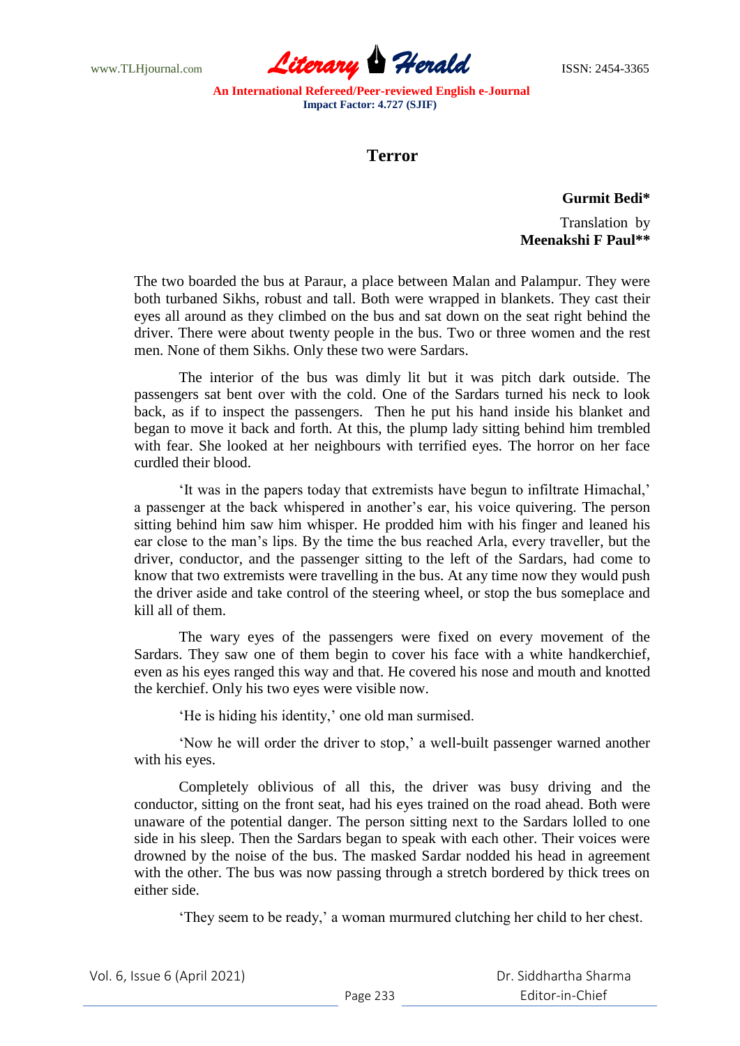# Terror

**Gurmit Bedi***

Translation by
**Meenakshi F Paul****

The two boarded the bus at Paraur, a place between Malan and Palampur. They were both turbaned Sikhs, robust and tall. Both were wrapped in blankets. They cast their eyes all around as they climbed on the bus and sat down on the seat right behind the driver. There were about twenty people in the bus. Two or three women and the rest men. None of them Sikhs. Only these two were Sardars.

The interior of the bus was dimly lit but it was pitch dark outside. The passengers sat bent over with the cold. One of the Sardars turned his neck to look back, as if to inspect the passengers. Then he put his hand inside his blanket and began to move it back and forth. At this, the plump lady sitting behind him trembled with fear. She looked at her neighbours with terrified eyes. The horror on her face curdled their blood.

'It was in the papers today that extremists have begun to infiltrate Himachal,' a passenger at the back whispered in another's ear, his voice quivering. The person sitting behind him saw him whisper. He prodded him with his finger and leaned his ear close to the man's lips. By the time the bus reached Arla, every traveller, but the driver, conductor, and the passenger sitting to the left of the Sardars, had come to know that two extremists were travelling in the bus. At any time now they would push the driver aside and take control of the steering wheel, or stop the bus someplace and kill all of them.

The wary eyes of the passengers were fixed on every movement of the Sardars. They saw one of them begin to cover his face with a white handkerchief, even as his eyes ranged this way and that. He covered his nose and mouth and knotted the kerchief. Only his two eyes were visible now.

'He is hiding his identity,' one old man surmised.

'Now he will order the driver to stop,' a well-built passenger warned another with his eyes.

Completely oblivious of all this, the driver was busy driving and the conductor, sitting on the front seat, had his eyes trained on the road ahead. Both were unaware of the potential danger. The person sitting next to the Sardars lolled to one side in his sleep. Then the Sardars began to speak with each other. Their voices were drowned by the noise of the bus. The masked Sardar nodded his head in agreement with the other. The bus was now passing through a stretch bordered by thick trees on either side.

'They seem to be ready,' a woman murmured clutching her child to her chest.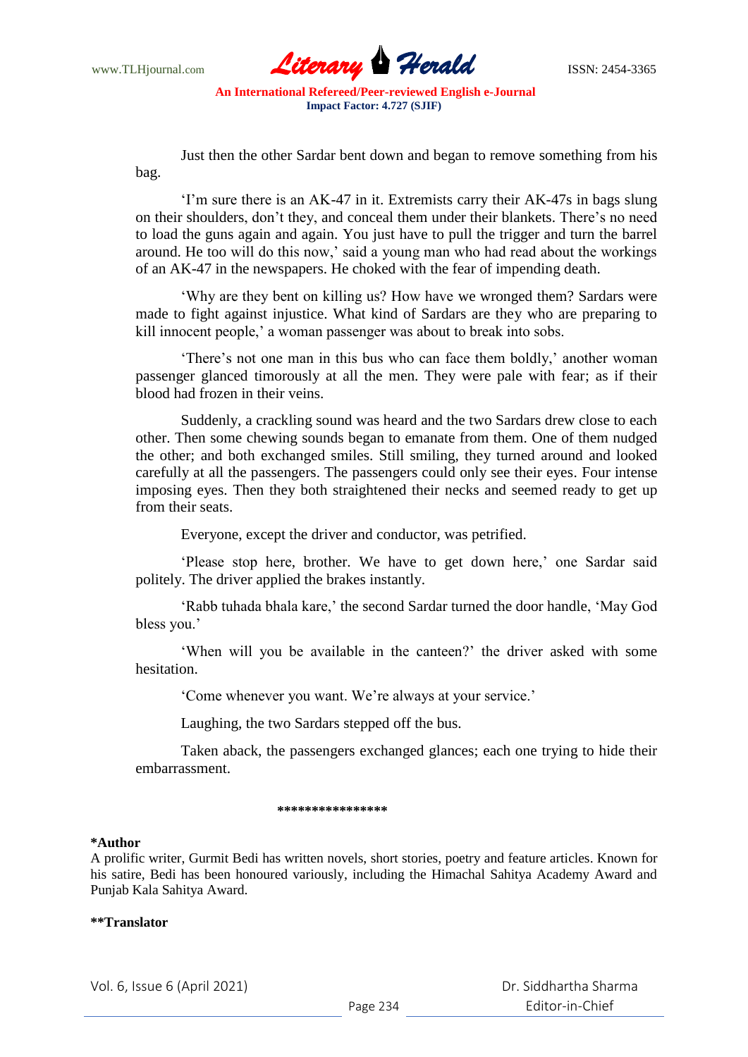Just then the other Sardar bent down and began to remove something from his bag.

'I'm sure there is an AK-47 in it. Extremists carry their AK-47s in bags slung on their shoulders, don't they, and conceal them under their blankets. There's no need to load the guns again and again. You just have to pull the trigger and turn the barrel around. He too will do this now,' said a young man who had read about the workings of an AK-47 in the newspapers. He choked with the fear of impending death.

'Why are they bent on killing us? How have we wronged them? Sardars were made to fight against injustice. What kind of Sardars are they who are preparing to kill innocent people,' a woman passenger was about to break into sobs.

'There's not one man in this bus who can face them boldly,' another woman passenger glanced timorously at all the men. They were pale with fear; as if their blood had frozen in their veins.

Suddenly, a crackling sound was heard and the two Sardars drew close to each other. Then some chewing sounds began to emanate from them. One of them nudged the other; and both exchanged smiles. Still smiling, they turned around and looked carefully at all the passengers. The passengers could only see their eyes. Four intense imposing eyes. Then they both straightened their necks and seemed ready to get up from their seats.

Everyone, except the driver and conductor, was petrified.

'Please stop here, brother. We have to get down here,' one Sardar said politely. The driver applied the brakes instantly.

'Rabb tuhada bhala kare,' the second Sardar turned the door handle, 'May God bless you.'

'When will you be available in the canteen?' the driver asked with some hesitation.

'Come whenever you want. We're always at your service.'

Laughing, the two Sardars stepped off the bus.

Taken aback, the passengers exchanged glances; each one trying to hide their embarrassment.

****************

**\*Author**

A prolific writer, Gurmit Bedi has written novels, short stories, poetry and feature articles. Known for his satire, Bedi has been honoured variously, including the Himachal Sahitya Academy Award and Punjab Kala Sahitya Award.

**\*\*Translator**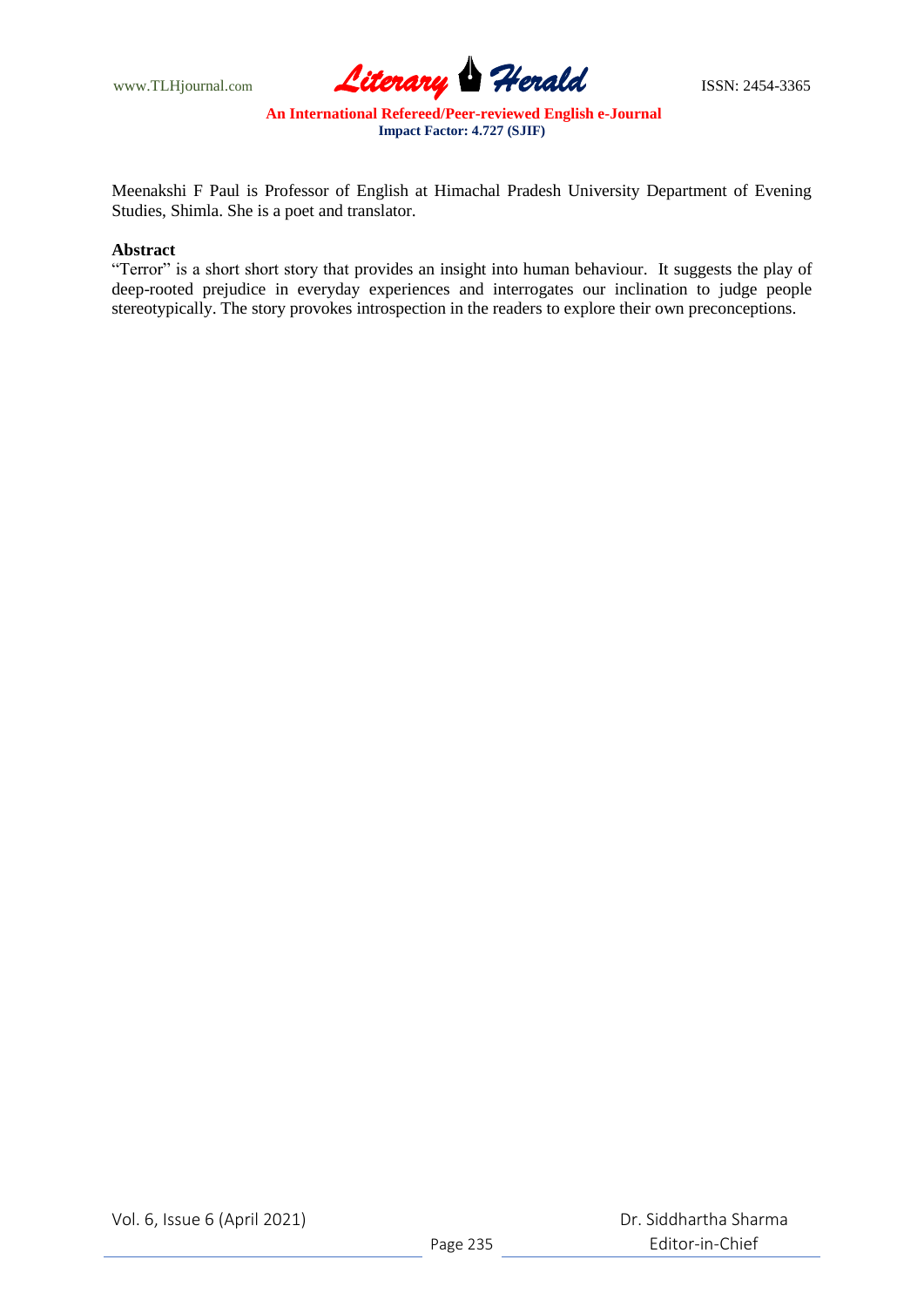Meenakshi F Paul is Professor of English at Himachal Pradesh University Department of Evening Studies, Shimla. She is a poet and translator.

**Abstract**

"Terror" is a short short story that provides an insight into human behaviour. It suggests the play of deep-rooted prejudice in everyday experiences and interrogates our inclination to judge people stereotypically. The story provokes introspection in the readers to explore their own preconceptions.